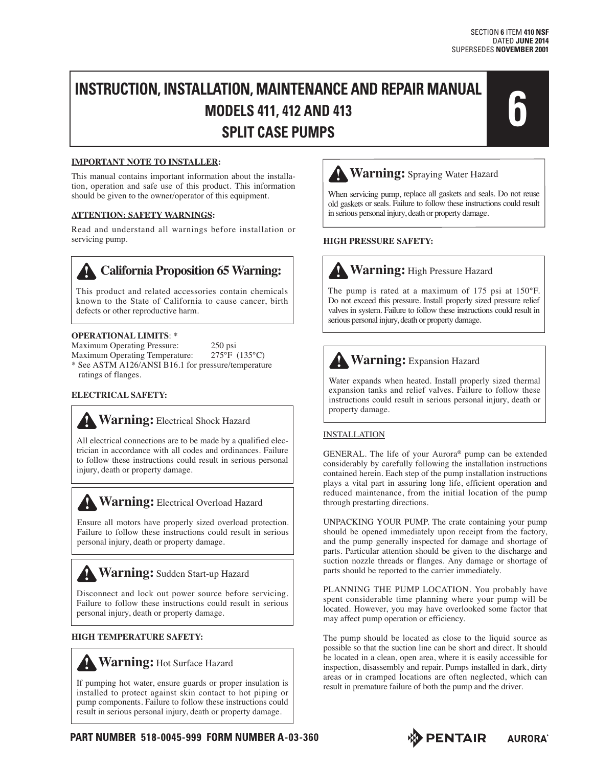SECTION 6 ITEM **410 NSF**
DATED **JUNE 2014**
SUPERSEDES **NOVEMBER 2001**

# INSTRUCTION, INSTALLATION, MAINTENANCE AND REPAIR MANUAL
## MODELS 411, 412 AND 413
## SPLIT CASE PUMPS

**6**

**IMPORTANT NOTE TO INSTALLER:**

This manual contains important information about the installation, operation and safe use of this product. This information should be given to the owner/operator of this equipment.

**ATTENTION: SAFETY WARNINGS:**

Read and understand all warnings before installation or servicing pump.

> **California Proposition 65 Warning:**
>
> This product and related accessories contain chemicals known to the State of California to cause cancer, birth defects or other reproductive harm.

**OPERATIONAL LIMITS**: *

Maximum Operating Pressure: 250 psi
Maximum Operating Temperature: 275°F (135°C)

* See ASTM A126/ANSI B16.1 for pressure/temperature ratings of flanges.

**ELECTRICAL SAFETY:**

> **Warning:** Electrical Shock Hazard
>
> All electrical connections are to be made by a qualified electrician in accordance with all codes and ordinances. Failure to follow these instructions could result in serious personal injury, death or property damage.

> **Warning:** Electrical Overload Hazard
>
> Ensure all motors have properly sized overload protection. Failure to follow these instructions could result in serious personal injury, death or property damage.

> **Warning:** Sudden Start-up Hazard
>
> Disconnect and lock out power source before servicing. Failure to follow these instructions could result in serious personal injury, death or property damage.

**HIGH TEMPERATURE SAFETY:**

> **Warning:** Hot Surface Hazard
>
> If pumping hot water, ensure guards or proper insulation is installed to protect against skin contact to hot piping or pump components. Failure to follow these instructions could result in serious personal injury, death or property damage.

> **Warning:** Spraying Water Hazard
>
> When servicing pump, replace all gaskets and seals. Do not reuse old gaskets or seals. Failure to follow these instructions could result in serious personal injury, death or property damage.

**HIGH PRESSURE SAFETY:**

> **Warning:** High Pressure Hazard
>
> The pump is rated at a maximum of 175 psi at 150°F. Do not exceed this pressure. Install properly sized pressure relief valves in system. Failure to follow these instructions could result in serious personal injury, death or property damage.

> **Warning:** Expansion Hazard
>
> Water expands when heated. Install properly sized thermal expansion tanks and relief valves. Failure to follow these instructions could result in serious personal injury, death or property damage.

INSTALLATION

GENERAL. The life of your Aurora® pump can be extended considerably by carefully following the installation instructions contained herein. Each step of the pump installation instructions plays a vital part in assuring long life, efficient operation and reduced maintenance, from the initial location of the pump through prestarting directions.

UNPACKING YOUR PUMP. The crate containing your pump should be opened immediately upon receipt from the factory, and the pump generally inspected for damage and shortage of parts. Particular attention should be given to the discharge and suction nozzle threads or flanges. Any damage or shortage of parts should be reported to the carrier immediately.

PLANNING THE PUMP LOCATION. You probably have spent considerable time planning where your pump will be located. However, you may have overlooked some factor that may affect pump operation or efficiency.

The pump should be located as close to the liquid source as possible so that the suction line can be short and direct. It should be located in a clean, open area, where it is easily accessible for inspection, disassembly and repair. Pumps installed in dark, dirty areas or in cramped locations are often neglected, which can result in premature failure of both the pump and the driver.

**PART NUMBER 518-0045-999 FORM NUMBER A-03-360**

PENTAIR AURORA®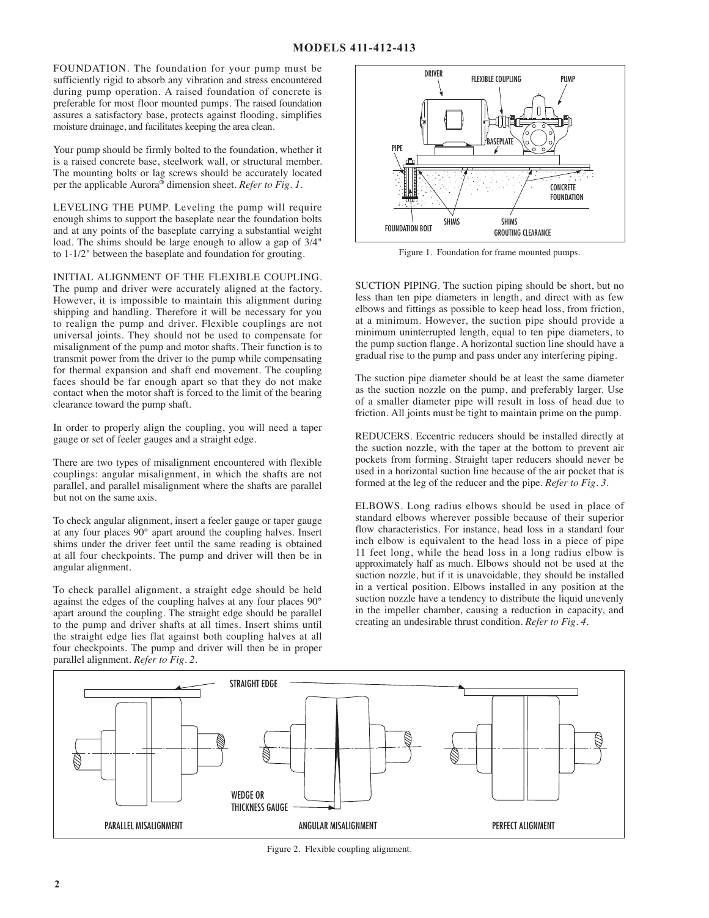FOUNDATION. The foundation for your pump must be sufficiently rigid to absorb any vibration and stress encountered during pump operation. A raised foundation of concrete is preferable for most floor mounted pumps. The raised foundation assures a satisfactory base, protects against flooding, simplifies moisture drainage, and facilitates keeping the area clean.

Your pump should be firmly bolted to the foundation, whether it is a raised concrete base, steelwork wall, or structural member. The mounting bolts or lag screws should be accurately located per the applicable Aurora® dimension sheet. *Refer to Fig. 1.*

LEVELING THE PUMP. Leveling the pump will require enough shims to support the baseplate near the foundation bolts and at any points of the baseplate carrying a substantial weight load. The shims should be large enough to allow a gap of 3/4" to 1-1/2" between the baseplate and foundation for grouting.

INITIAL ALIGNMENT OF THE FLEXIBLE COUPLING. The pump and driver were accurately aligned at the factory. However, it is impossible to maintain this alignment during shipping and handling. Therefore it will be necessary for you to realign the pump and driver. Flexible couplings are not universal joints. They should not be used to compensate for misalignment of the pump and motor shafts. Their function is to transmit power from the driver to the pump while compensating for thermal expansion and shaft end movement. The coupling faces should be far enough apart so that they do not make contact when the motor shaft is forced to the limit of the bearing clearance toward the pump shaft.

In order to properly align the coupling, you will need a taper gauge or set of feeler gauges and a straight edge.

There are two types of misalignment encountered with flexible couplings: angular misalignment, in which the shafts are not parallel, and parallel misalignment where the shafts are parallel but not on the same axis.

To check angular alignment, insert a feeler gauge or taper gauge at any four places 90° apart around the coupling halves. Insert shims under the driver feet until the same reading is obtained at all four checkpoints. The pump and driver will then be in angular alignment.

To check parallel alignment, a straight edge should be held against the edges of the coupling halves at any four places 90° apart around the coupling. The straight edge should be parallel to the pump and driver shafts at all times. Insert shims until the straight edge lies flat against both coupling halves at all four checkpoints. The pump and driver will then be in proper parallel alignment. *Refer to Fig. 2.*

Figure 1. Foundation for frame mounted pumps.

SUCTION PIPING. The suction piping should be short, but no less than ten pipe diameters in length, and direct with as few elbows and fittings as possible to keep head loss, from friction, at a minimum. However, the suction pipe should provide a minimum uninterrupted length, equal to ten pipe diameters, to the pump suction flange. A horizontal suction line should have a gradual rise to the pump and pass under any interfering piping.

The suction pipe diameter should be at least the same diameter as the suction nozzle on the pump, and preferably larger. Use of a smaller diameter pipe will result in loss of head due to friction. All joints must be tight to maintain prime on the pump.

REDUCERS. Eccentric reducers should be installed directly at the suction nozzle, with the taper at the bottom to prevent air pockets from forming. Straight taper reducers should never be used in a horizontal suction line because of the air pocket that is formed at the leg of the reducer and the pipe. *Refer to Fig. 3.*

ELBOWS. Long radius elbows should be used in place of standard elbows wherever possible because of their superior flow characteristics. For instance, head loss in a standard four inch elbow is equivalent to the head loss in a piece of pipe 11 feet long, while the head loss in a long radius elbow is approximately half as much. Elbows should not be used at the suction nozzle, but if it is unavoidable, they should be installed in a vertical position. Elbows installed in any position at the suction nozzle have a tendency to distribute the liquid unevenly in the impeller chamber, causing a reduction in capacity, and creating an undesirable thrust condition. *Refer to Fig. 4.*

Figure 2. Flexible coupling alignment.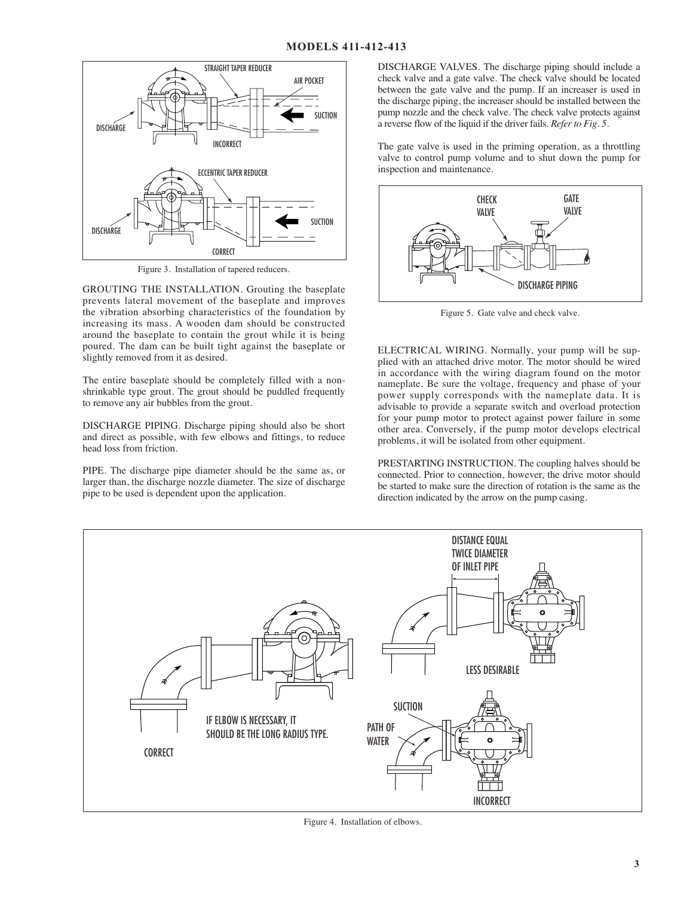Figure 3. Installation of tapered reducers.

GROUTING THE INSTALLATION. Grouting the baseplate prevents lateral movement of the baseplate and improves the vibration absorbing characteristics of the foundation by increasing its mass. A wooden dam should be constructed around the baseplate to contain the grout while it is being poured. The dam can be built tight against the baseplate or slightly removed from it as desired.

The entire baseplate should be completely filled with a non-shrinkable type grout. The grout should be puddled frequently to remove any air bubbles from the grout.

DISCHARGE PIPING. Discharge piping should also be short and direct as possible, with few elbows and fittings, to reduce head loss from friction.

PIPE. The discharge pipe diameter should be the same as, or larger than, the discharge nozzle diameter. The size of discharge pipe to be used is dependent upon the application.

DISCHARGE VALVES. The discharge piping should include a check valve and a gate valve. The check valve should be located between the gate valve and the pump. If an increaser is used in the discharge piping, the increaser should be installed between the pump nozzle and the check valve. The check valve protects against a reverse flow of the liquid if the driver fails. *Refer to Fig. 5.*

The gate valve is used in the priming operation, as a throttling valve to control pump volume and to shut down the pump for inspection and maintenance.

Figure 5. Gate valve and check valve.

ELECTRICAL WIRING. Normally, your pump will be supplied with an attached drive motor. The motor should be wired in accordance with the wiring diagram found on the motor nameplate. Be sure the voltage, frequency and phase of your power supply corresponds with the nameplate data. It is advisable to provide a separate switch and overload protection for your pump motor to protect against power failure in some other area. Conversely, if the pump motor develops electrical problems, it will be isolated from other equipment.

PRESTARTING INSTRUCTION. The coupling halves should be connected. Prior to connection, however, the drive motor should be started to make sure the direction of rotation is the same as the direction indicated by the arrow on the pump casing.

Figure 4. Installation of elbows.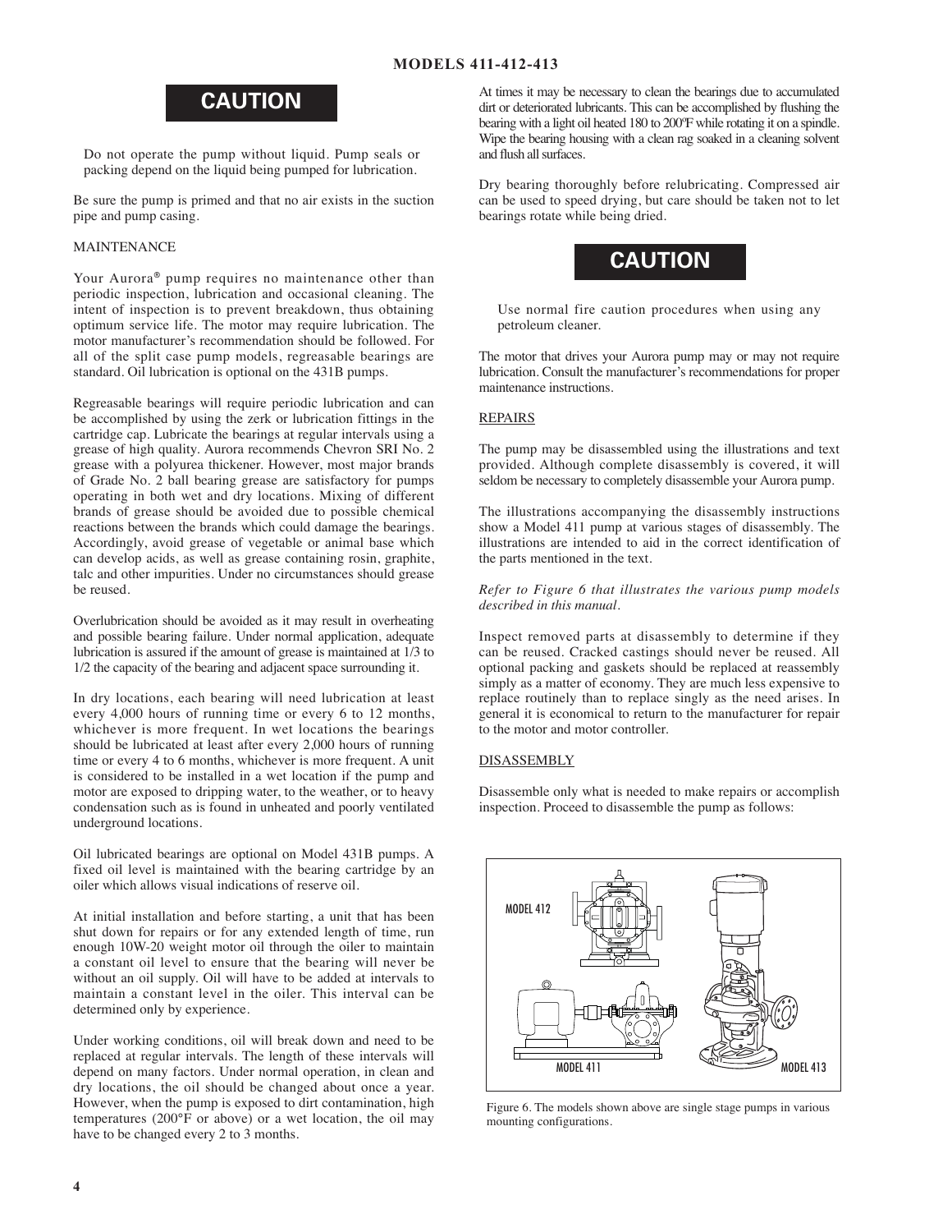## CAUTION

Do not operate the pump without liquid. Pump seals or packing depend on the liquid being pumped for lubrication.

Be sure the pump is primed and that no air exists in the suction pipe and pump casing.

MAINTENANCE

Your Aurora® pump requires no maintenance other than periodic inspection, lubrication and occasional cleaning. The intent of inspection is to prevent breakdown, thus obtaining optimum service life. The motor may require lubrication. The motor manufacturer's recommendation should be followed. For all of the split case pump models, regreasable bearings are standard. Oil lubrication is optional on the 431B pumps.

Regreasable bearings will require periodic lubrication and can be accomplished by using the zerk or lubrication fittings in the cartridge cap. Lubricate the bearings at regular intervals using a grease of high quality. Aurora recommends Chevron SRI No. 2 grease with a polyurea thickener. However, most major brands of Grade No. 2 ball bearing grease are satisfactory for pumps operating in both wet and dry locations. Mixing of different brands of grease should be avoided due to possible chemical reactions between the brands which could damage the bearings. Accordingly, avoid grease of vegetable or animal base which can develop acids, as well as grease containing rosin, graphite, talc and other impurities. Under no circumstances should grease be reused.

Overlubrication should be avoided as it may result in overheating and possible bearing failure. Under normal application, adequate lubrication is assured if the amount of grease is maintained at 1/3 to 1/2 the capacity of the bearing and adjacent space surrounding it.

In dry locations, each bearing will need lubrication at least every 4,000 hours of running time or every 6 to 12 months, whichever is more frequent. In wet locations the bearings should be lubricated at least after every 2,000 hours of running time or every 4 to 6 months, whichever is more frequent. A unit is considered to be installed in a wet location if the pump and motor are exposed to dripping water, to the weather, or to heavy condensation such as is found in unheated and poorly ventilated underground locations.

Oil lubricated bearings are optional on Model 431B pumps. A fixed oil level is maintained with the bearing cartridge by an oiler which allows visual indications of reserve oil.

At initial installation and before starting, a unit that has been shut down for repairs or for any extended length of time, run enough 10W-20 weight motor oil through the oiler to maintain a constant oil level to ensure that the bearing will never be without an oil supply. Oil will have to be added at intervals to maintain a constant level in the oiler. This interval can be determined only by experience.

Under working conditions, oil will break down and need to be replaced at regular intervals. The length of these intervals will depend on many factors. Under normal operation, in clean and dry locations, the oil should be changed about once a year. However, when the pump is exposed to dirt contamination, high temperatures (200°F or above) or a wet location, the oil may have to be changed every 2 to 3 months.

At times it may be necessary to clean the bearings due to accumulated dirt or deteriorated lubricants. This can be accomplished by flushing the bearing with a light oil heated 180 to 200ºF while rotating it on a spindle. Wipe the bearing housing with a clean rag soaked in a cleaning solvent and flush all surfaces.

Dry bearing thoroughly before relubricating. Compressed air can be used to speed drying, but care should be taken not to let bearings rotate while being dried.

## CAUTION

Use normal fire caution procedures when using any petroleum cleaner.

The motor that drives your Aurora pump may or may not require lubrication. Consult the manufacturer's recommendations for proper maintenance instructions.

REPAIRS

The pump may be disassembled using the illustrations and text provided. Although complete disassembly is covered, it will seldom be necessary to completely disassemble your Aurora pump.

The illustrations accompanying the disassembly instructions show a Model 411 pump at various stages of disassembly. The illustrations are intended to aid in the correct identification of the parts mentioned in the text.

*Refer to Figure 6 that illustrates the various pump models described in this manual.*

Inspect removed parts at disassembly to determine if they can be reused. Cracked castings should never be reused. All optional packing and gaskets should be replaced at reassembly simply as a matter of economy. They are much less expensive to replace routinely than to replace singly as the need arises. In general it is economical to return to the manufacturer for repair to the motor and motor controller.

DISASSEMBLY

Disassemble only what is needed to make repairs or accomplish inspection. Proceed to disassemble the pump as follows:

MODEL 412

MODEL 411

MODEL 413

Figure 6. The models shown above are single stage pumps in various mounting configurations.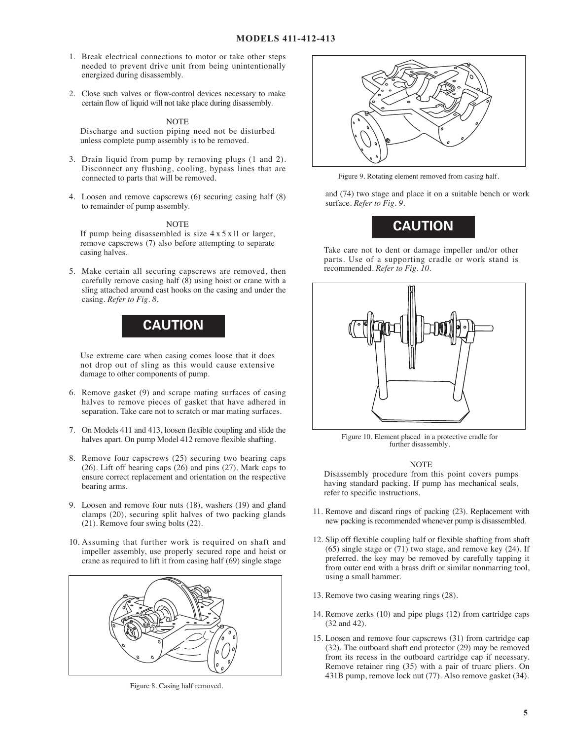1. Break electrical connections to motor or take other steps needed to prevent drive unit from being unintentionally energized during disassembly.

2. Close such valves or flow-control devices necessary to make certain flow of liquid will not take place during disassembly.

NOTE

Discharge and suction piping need not be disturbed unless complete pump assembly is to be removed.

3. Drain liquid from pump by removing plugs (1 and 2). Disconnect any flushing, cooling, bypass lines that are connected to parts that will be removed.

4. Loosen and remove capscrews (6) securing casing half (8) to remainder of pump assembly.

NOTE

If pump being disassembled is size 4 x 5 x 11 or larger, remove capscrews (7) also before attempting to separate casing halves.

5. Make certain all securing capscrews are removed, then carefully remove casing half (8) using hoist or crane with a sling attached around cast hooks on the casing and under the casing. *Refer to Fig. 8.*

**CAUTION**

Use extreme care when casing comes loose that it does not drop out of sling as this would cause extensive damage to other components of pump.

6. Remove gasket (9) and scrape mating surfaces of casing halves to remove pieces of gasket that have adhered in separation. Take care not to scratch or mar mating surfaces.

7. On Models 411 and 413, loosen flexible coupling and slide the halves apart. On pump Model 412 remove flexible shafting.

8. Remove four capscrews (25) securing two bearing caps (26). Lift off bearing caps (26) and pins (27). Mark caps to ensure correct replacement and orientation on the respective bearing arms.

9. Loosen and remove four nuts (18), washers (19) and gland clamps (20), securing split halves of two packing glands (21). Remove four swing bolts (22).

10. Assuming that further work is required on shaft and impeller assembly, use properly secured rope and hoist or crane as required to lift it from casing half (69) single stage and (74) two stage and place it on a suitable bench or work surface. *Refer to Fig. 9.*

Figure 8. Casing half removed.

Figure 9. Rotating element removed from casing half.

**CAUTION**

Take care not to dent or damage impeller and/or other parts. Use of a supporting cradle or work stand is recommended. *Refer to Fig. 10.*

Figure 10. Element placed in a protective cradle for further disassembly.

NOTE

Disassembly procedure from this point covers pumps having standard packing. If pump has mechanical seals, refer to specific instructions.

11. Remove and discard rings of packing (23). Replacement with new packing is recommended whenever pump is disassembled.

12. Slip off flexible coupling half or flexible shafting from shaft (65) single stage or (71) two stage, and remove key (24). If preferred. the key may be removed by carefully tapping it from outer end with a brass drift or similar nonmarring tool, using a small hammer.

13. Remove two casing wearing rings (28).

14. Remove zerks (10) and pipe plugs (12) from cartridge caps (32 and 42).

15. Loosen and remove four capscrews (31) from cartridge cap (32). The outboard shaft end protector (29) may be removed from its recess in the outboard cartridge cap if necessary. Remove retainer ring (35) with a pair of truarc pliers. On 431B pump, remove lock nut (77). Also remove gasket (34).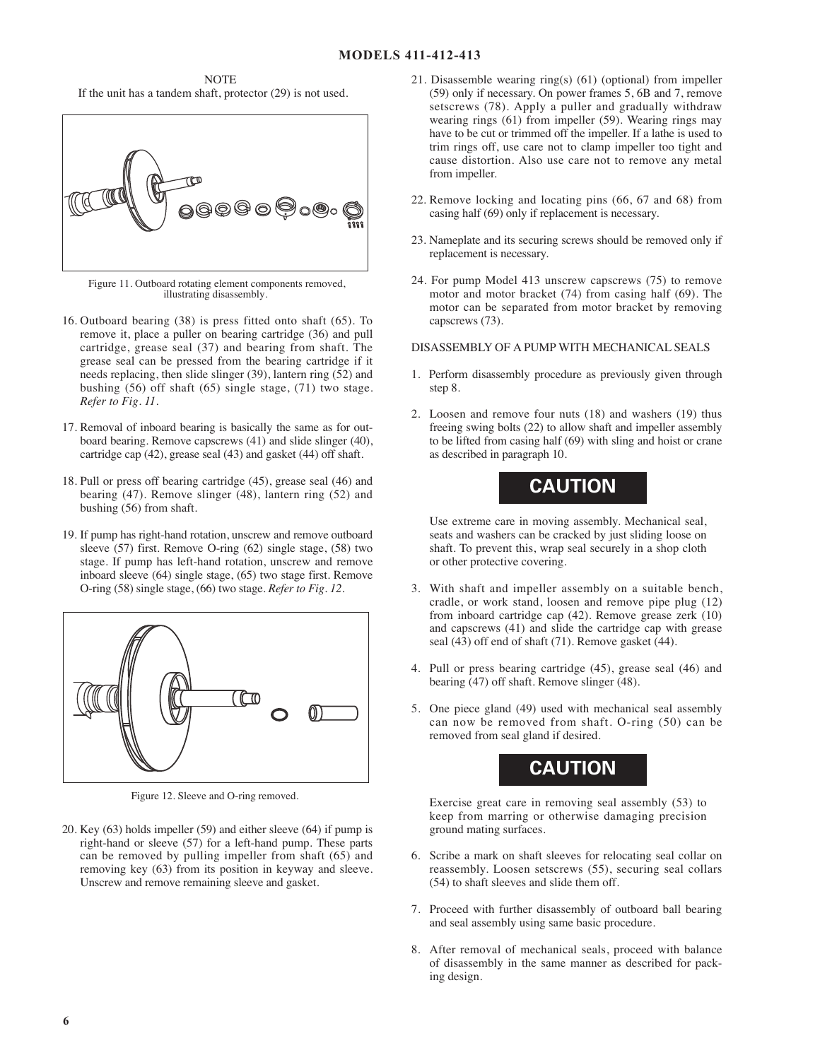NOTE

If the unit has a tandem shaft, protector (29) is not used.

Figure 11. Outboard rotating element components removed, illustrating disassembly.

16. Outboard bearing (38) is press fitted onto shaft (65). To remove it, place a puller on bearing cartridge (36) and pull cartridge, grease seal (37) and bearing from shaft. The grease seal can be pressed from the bearing cartridge if it needs replacing, then slide slinger (39), lantern ring (52) and bushing (56) off shaft (65) single stage, (71) two stage. *Refer to Fig. 11.*

17. Removal of inboard bearing is basically the same as for outboard bearing. Remove capscrews (41) and slide slinger (40), cartridge cap (42), grease seal (43) and gasket (44) off shaft.

18. Pull or press off bearing cartridge (45), grease seal (46) and bearing (47). Remove slinger (48), lantern ring (52) and bushing (56) from shaft.

19. If pump has right-hand rotation, unscrew and remove outboard sleeve (57) first. Remove O-ring (62) single stage, (58) two stage. If pump has left-hand rotation, unscrew and remove inboard sleeve (64) single stage, (65) two stage first. Remove O-ring (58) single stage, (66) two stage. *Refer to Fig. 12.*

Figure 12. Sleeve and O-ring removed.

20. Key (63) holds impeller (59) and either sleeve (64) if pump is right-hand or sleeve (57) for a left-hand pump. These parts can be removed by pulling impeller from shaft (65) and removing key (63) from its position in keyway and sleeve. Unscrew and remove remaining sleeve and gasket.

21. Disassemble wearing ring(s) (61) (optional) from impeller (59) only if necessary. On power frames 5, 6B and 7, remove setscrews (78). Apply a puller and gradually withdraw wearing rings (61) from impeller (59). Wearing rings may have to be cut or trimmed off the impeller. If a lathe is used to trim rings off, use care not to clamp impeller too tight and cause distortion. Also use care not to remove any metal from impeller.

22. Remove locking and locating pins (66, 67 and 68) from casing half (69) only if replacement is necessary.

23. Nameplate and its securing screws should be removed only if replacement is necessary.

24. For pump Model 413 unscrew capscrews (75) to remove motor and motor bracket (74) from casing half (69). The motor can be separated from motor bracket by removing capscrews (73).

DISASSEMBLY OF A PUMP WITH MECHANICAL SEALS

1. Perform disassembly procedure as previously given through step 8.

2. Loosen and remove four nuts (18) and washers (19) thus freeing swing bolts (22) to allow shaft and impeller assembly to be lifted from casing half (69) with sling and hoist or crane as described in paragraph 10.

**CAUTION**

Use extreme care in moving assembly. Mechanical seal, seats and washers can be cracked by just sliding loose on shaft. To prevent this, wrap seal securely in a shop cloth or other protective covering.

3. With shaft and impeller assembly on a suitable bench, cradle, or work stand, loosen and remove pipe plug (12) from inboard cartridge cap (42). Remove grease zerk (10) and capscrews (41) and slide the cartridge cap with grease seal (43) off end of shaft (71). Remove gasket (44).

4. Pull or press bearing cartridge (45), grease seal (46) and bearing (47) off shaft. Remove slinger (48).

5. One piece gland (49) used with mechanical seal assembly can now be removed from shaft. O-ring (50) can be removed from seal gland if desired.

**CAUTION**

Exercise great care in removing seal assembly (53) to keep from marring or otherwise damaging precision ground mating surfaces.

6. Scribe a mark on shaft sleeves for relocating seal collar on reassembly. Loosen setscrews (55), securing seal collars (54) to shaft sleeves and slide them off.

7. Proceed with further disassembly of outboard ball bearing and seal assembly using same basic procedure.

8. After removal of mechanical seals, proceed with balance of disassembly in the same manner as described for packing design.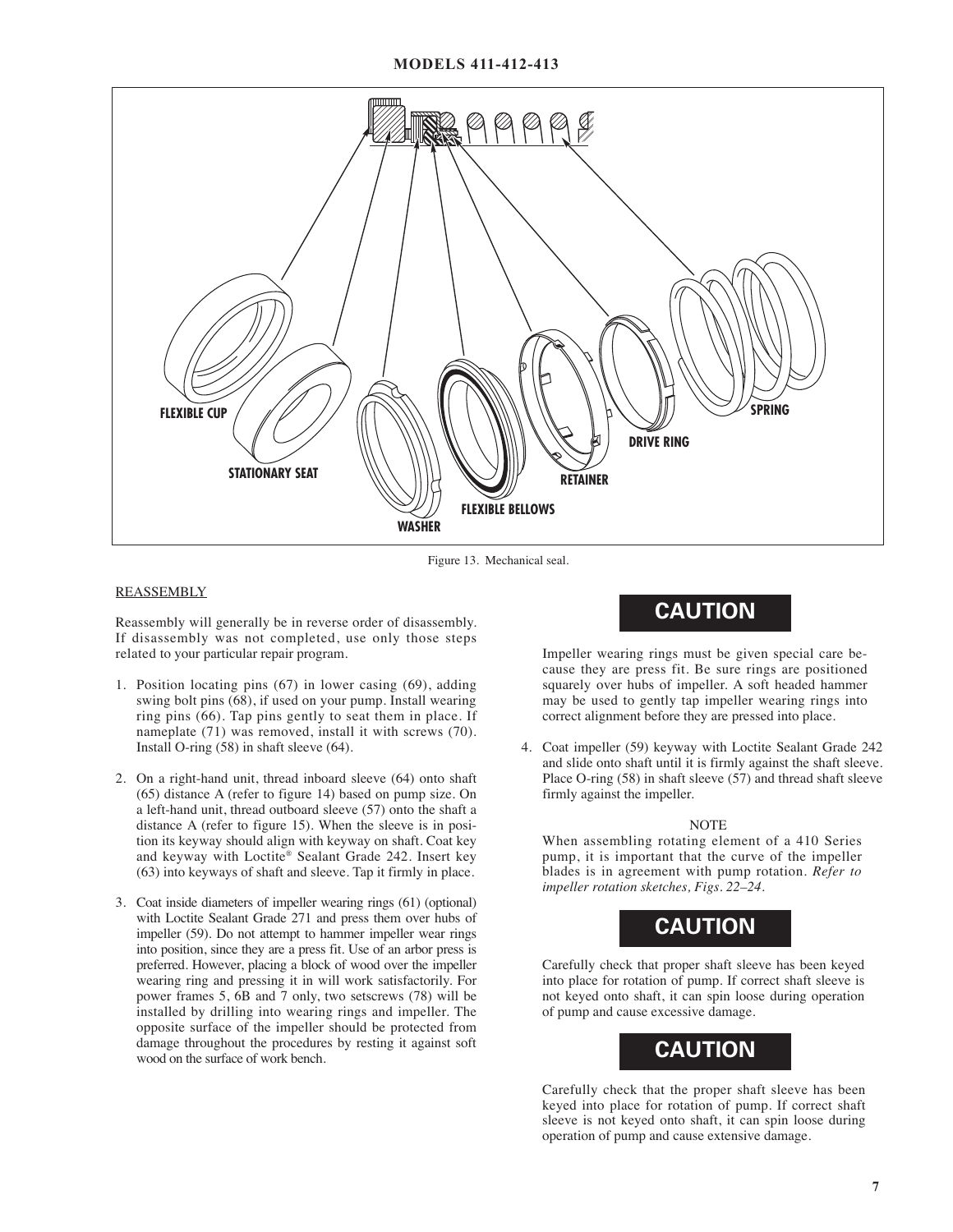FLEXIBLE CUP

STATIONARY SEAT

WASHER

FLEXIBLE BELLOWS

RETAINER

DRIVE RING

SPRING

Figure 13. Mechanical seal.

REASSEMBLY

Reassembly will generally be in reverse order of disassembly. If disassembly was not completed, use only those steps related to your particular repair program.

1. Position locating pins (67) in lower casing (69), adding swing bolt pins (68), if used on your pump. Install wearing ring pins (66). Tap pins gently to seat them in place. If nameplate (71) was removed, install it with screws (70). Install O-ring (58) in shaft sleeve (64).

2. On a right-hand unit, thread inboard sleeve (64) onto shaft (65) distance A (refer to figure 14) based on pump size. On a left-hand unit, thread outboard sleeve (57) onto the shaft a distance A (refer to figure 15). When the sleeve is in position its keyway should align with keyway on shaft. Coat key and keyway with Loctite® Sealant Grade 242. Insert key (63) into keyways of shaft and sleeve. Tap it firmly in place.

3. Coat inside diameters of impeller wearing rings (61) (optional) with Loctite Sealant Grade 271 and press them over hubs of impeller (59). Do not attempt to hammer impeller wear rings into position, since they are a press fit. Use of an arbor press is preferred. However, placing a block of wood over the impeller wearing ring and pressing it in will work satisfactorily. For power frames 5, 6B and 7 only, two setscrews (78) will be installed by drilling into wearing rings and impeller. The opposite surface of the impeller should be protected from damage throughout the procedures by resting it against soft wood on the surface of work bench.

**CAUTION**

Impeller wearing rings must be given special care because they are press fit. Be sure rings are positioned squarely over hubs of impeller. A soft headed hammer may be used to gently tap impeller wearing rings into correct alignment before they are pressed into place.

4. Coat impeller (59) keyway with Loctite Sealant Grade 242 and slide onto shaft until it is firmly against the shaft sleeve. Place O-ring (58) in shaft sleeve (57) and thread shaft sleeve firmly against the impeller.

NOTE

When assembling rotating element of a 410 Series pump, it is important that the curve of the impeller blades is in agreement with pump rotation. *Refer to impeller rotation sketches, Figs. 22–24.*

**CAUTION**

Carefully check that proper shaft sleeve has been keyed into place for rotation of pump. If correct shaft sleeve is not keyed onto shaft, it can spin loose during operation of pump and cause excessive damage.

**CAUTION**

Carefully check that the proper shaft sleeve has been keyed into place for rotation of pump. If correct shaft sleeve is not keyed onto shaft, it can spin loose during operation of pump and cause extensive damage.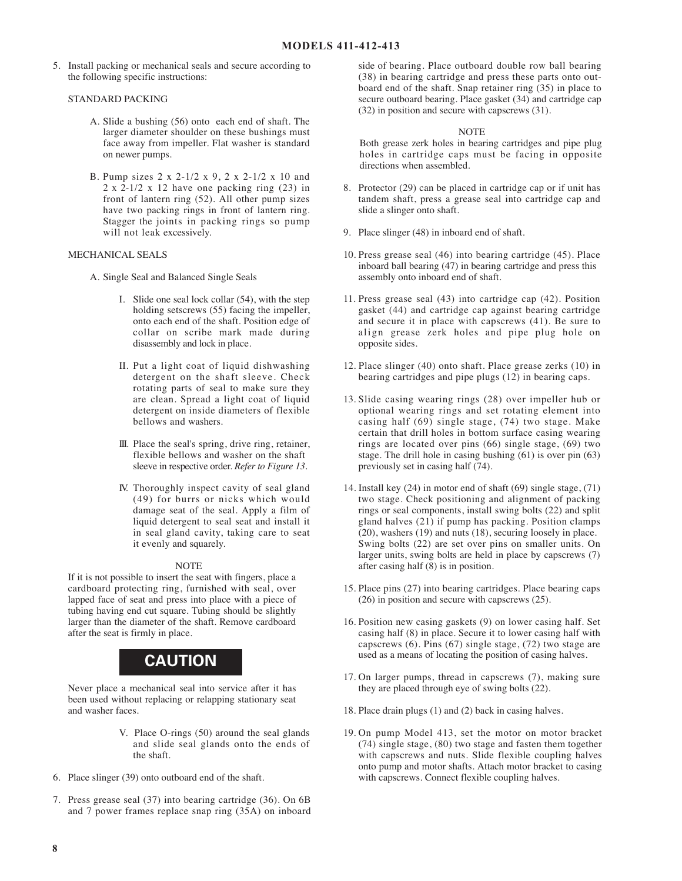5. Install packing or mechanical seals and secure according to the following specific instructions:

STANDARD PACKING

A. Slide a bushing (56) onto each end of shaft. The larger diameter shoulder on these bushings must face away from impeller. Flat washer is standard on newer pumps.

B. Pump sizes 2 x 2-1/2 x 9, 2 x 2-1/2 x 10 and 2 x 2-1/2 x 12 have one packing ring (23) in front of lantern ring (52). All other pump sizes have two packing rings in front of lantern ring. Stagger the joints in packing rings so pump will not leak excessively.

MECHANICAL SEALS

A. Single Seal and Balanced Single Seals

I. Slide one seal lock collar (54), with the step holding setscrews (55) facing the impeller, onto each end of the shaft. Position edge of collar on scribe mark made during disassembly and lock in place.

II. Put a light coat of liquid dishwashing detergent on the shaft sleeve. Check rotating parts of seal to make sure they are clean. Spread a light coat of liquid detergent on inside diameters of flexible bellows and washers.

III. Place the seal's spring, drive ring, retainer, flexible bellows and washer on the shaft sleeve in respective order. *Refer to Figure 13.*

IV. Thoroughly inspect cavity of seal gland (49) for burrs or nicks which would damage seat of the seal. Apply a film of liquid detergent to seal seat and install it in seal gland cavity, taking care to seat it evenly and squarely.

NOTE

If it is not possible to insert the seat with fingers, place a cardboard protecting ring, furnished with seal, over lapped face of seat and press into place with a piece of tubing having end cut square. Tubing should be slightly larger than the diameter of the shaft. Remove cardboard after the seat is firmly in place.

**CAUTION**

Never place a mechanical seal into service after it has been used without replacing or relapping stationary seat and washer faces.

V. Place O-rings (50) around the seal glands and slide seal glands onto the ends of the shaft.

6. Place slinger (39) onto outboard end of the shaft.

7. Press grease seal (37) into bearing cartridge (36). On 6B and 7 power frames replace snap ring (35A) on inboard side of bearing. Place outboard double row ball bearing (38) in bearing cartridge and press these parts onto outboard end of the shaft. Snap retainer ring (35) in place to secure outboard bearing. Place gasket (34) and cartridge cap (32) in position and secure with capscrews (31).

NOTE

Both grease zerk holes in bearing cartridges and pipe plug holes in cartridge caps must be facing in opposite directions when assembled.

8. Protector (29) can be placed in cartridge cap or if unit has tandem shaft, press a grease seal into cartridge cap and slide a slinger onto shaft.

9. Place slinger (48) in inboard end of shaft.

10. Press grease seal (46) into bearing cartridge (45). Place inboard ball bearing (47) in bearing cartridge and press this assembly onto inboard end of shaft.

11. Press grease seal (43) into cartridge cap (42). Position gasket (44) and cartridge cap against bearing cartridge and secure it in place with capscrews (41). Be sure to align grease zerk holes and pipe plug hole on opposite sides.

12. Place slinger (40) onto shaft. Place grease zerks (10) in bearing cartridges and pipe plugs (12) in bearing caps.

13. Slide casing wearing rings (28) over impeller hub or optional wearing rings and set rotating element into casing half (69) single stage, (74) two stage. Make certain that drill holes in bottom surface casing wearing rings are located over pins (66) single stage, (69) two stage. The drill hole in casing bushing (61) is over pin (63) previously set in casing half (74).

14. Install key (24) in motor end of shaft (69) single stage, (71) two stage. Check positioning and alignment of packing rings or seal components, install swing bolts (22) and split gland halves (21) if pump has packing. Position clamps (20), washers (19) and nuts (18), securing loosely in place. Swing bolts (22) are set over pins on smaller units. On larger units, swing bolts are held in place by capscrews (7) after casing half (8) is in position.

15. Place pins (27) into bearing cartridges. Place bearing caps (26) in position and secure with capscrews (25).

16. Position new casing gaskets (9) on lower casing half. Set casing half (8) in place. Secure it to lower casing half with capscrews (6). Pins (67) single stage, (72) two stage are used as a means of locating the position of casing halves.

17. On larger pumps, thread in capscrews (7), making sure they are placed through eye of swing bolts (22).

18. Place drain plugs (1) and (2) back in casing halves.

19. On pump Model 413, set the motor on motor bracket (74) single stage, (80) two stage and fasten them together with capscrews and nuts. Slide flexible coupling halves onto pump and motor shafts. Attach motor bracket to casing with capscrews. Connect flexible coupling halves.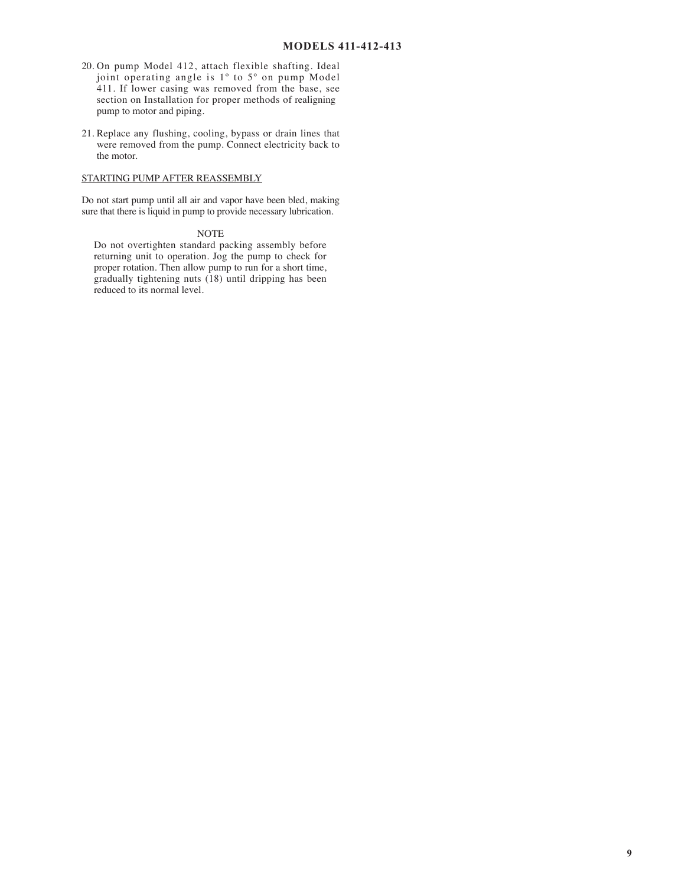20. On pump Model 412, attach flexible shafting. Ideal joint operating angle is 1º to 5º on pump Model 411. If lower casing was removed from the base, see section on Installation for proper methods of realigning pump to motor and piping.

21. Replace any flushing, cooling, bypass or drain lines that were removed from the pump. Connect electricity back to the motor.

## STARTING PUMP AFTER REASSEMBLY

Do not start pump until all air and vapor have been bled, making sure that there is liquid in pump to provide necessary lubrication.

NOTE

Do not overtighten standard packing assembly before returning unit to operation. Jog the pump to check for proper rotation. Then allow pump to run for a short time, gradually tightening nuts (18) until dripping has been reduced to its normal level.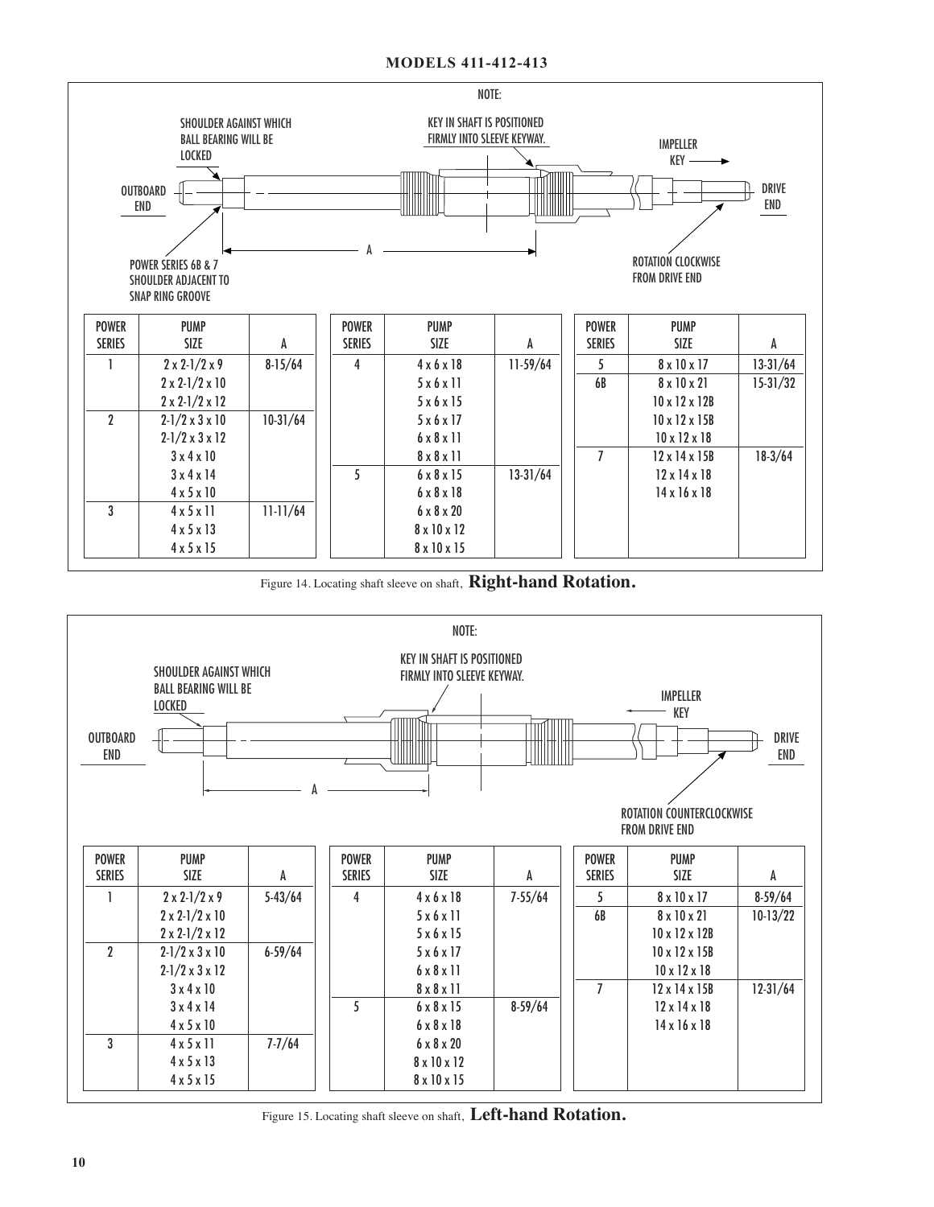NOTE:

SHOULDER AGAINST WHICH BALL BEARING WILL BE LOCKED

KEY IN SHAFT IS POSITIONED FIRMLY INTO SLEEVE KEYWAY.

IMPELLER KEY

OUTBOARD END

DRIVE END

A

POWER SERIES 6B & 7 SHOULDER ADJACENT TO SNAP RING GROOVE

ROTATION CLOCKWISE FROM DRIVE END

| POWER SERIES | PUMP SIZE | A |
|---|---|---|
| 1 | 2 x 2-1/2 x 9 | 8-15/64 |
| | 2 x 2-1/2 x 10 | |
| | 2 x 2-1/2 x 12 | |
| 2 | 2-1/2 x 3 x 10 | 10-31/64 |
| | 2-1/2 x 3 x 12 | |
| | 3 x 4 x 10 | |
| | 3 x 4 x 14 | |
| | 4 x 5 x 10 | |
| 3 | 4 x 5 x 11 | 11-11/64 |
| | 4 x 5 x 13 | |
| | 4 x 5 x 15 | |

| POWER SERIES | PUMP SIZE | A |
|---|---|---|
| 4 | 4 x 6 x 18 | 11-59/64 |
| | 5 x 6 x 11 | |
| | 5 x 6 x 15 | |
| | 5 x 6 x 17 | |
| | 6 x 8 x 11 | |
| | 8 x 8 x 11 | |
| 5 | 6 x 8 x 15 | 13-31/64 |
| | 6 x 8 x 18 | |
| | 6 x 8 x 20 | |
| | 8 x 10 x 12 | |
| | 8 x 10 x 15 | |

| POWER SERIES | PUMP SIZE | A |
|---|---|---|
| 5 | 8 x 10 x 17 | 13-31/64 |
| 6B | 8 x 10 x 21 | 15-31/32 |
| | 10 x 12 x 12B | |
| | 10 x 12 x 15B | |
| | 10 x 12 x 18 | |
| 7 | 12 x 14 x 15B | 18-3/64 |
| | 12 x 14 x 18 | |
| | 14 x 16 x 18 | |

Figure 14. Locating shaft sleeve on shaft, **Right-hand Rotation.**

NOTE:

SHOULDER AGAINST WHICH BALL BEARING WILL BE LOCKED

KEY IN SHAFT IS POSITIONED FIRMLY INTO SLEEVE KEYWAY.

IMPELLER KEY

OUTBOARD END

DRIVE END

A

ROTATION COUNTERCLOCKWISE FROM DRIVE END

| POWER SERIES | PUMP SIZE | A |
|---|---|---|
| 1 | 2 x 2-1/2 x 9 | 5-43/64 |
| | 2 x 2-1/2 x 10 | |
| | 2 x 2-1/2 x 12 | |
| 2 | 2-1/2 x 3 x 10 | 6-59/64 |
| | 2-1/2 x 3 x 12 | |
| | 3 x 4 x 10 | |
| | 3 x 4 x 14 | |
| | 4 x 5 x 10 | |
| 3 | 4 x 5 x 11 | 7-7/64 |
| | 4 x 5 x 13 | |
| | 4 x 5 x 15 | |

| POWER SERIES | PUMP SIZE | A |
|---|---|---|
| 4 | 4 x 6 x 18 | 7-55/64 |
| | 5 x 6 x 11 | |
| | 5 x 6 x 15 | |
| | 5 x 6 x 17 | |
| | 6 x 8 x 11 | |
| | 8 x 8 x 11 | |
| 5 | 6 x 8 x 15 | 8-59/64 |
| | 6 x 8 x 18 | |
| | 6 x 8 x 20 | |
| | 8 x 10 x 12 | |
| | 8 x 10 x 15 | |

| POWER SERIES | PUMP SIZE | A |
|---|---|---|
| 5 | 8 x 10 x 17 | 8-59/64 |
| 6B | 8 x 10 x 21 | 10-13/22 |
| | 10 x 12 x 12B | |
| | 10 x 12 x 15B | |
| | 10 x 12 x 18 | |
| 7 | 12 x 14 x 15B | 12-31/64 |
| | 12 x 14 x 18 | |
| | 14 x 16 x 18 | |

Figure 15. Locating shaft sleeve on shaft, **Left-hand Rotation.**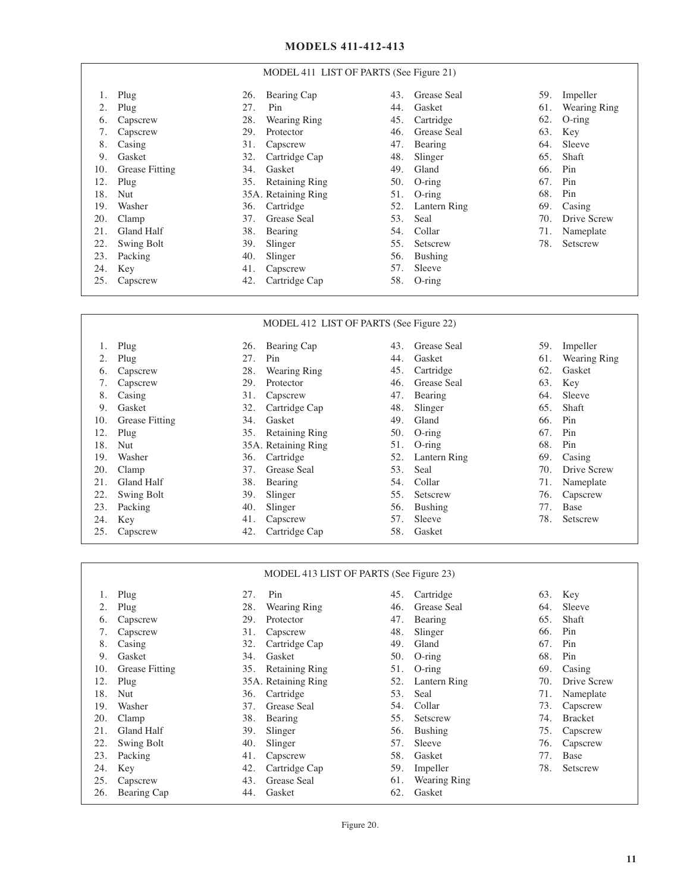# MODELS 411-412-413

## MODEL 411 LIST OF PARTS (See Figure 21)

| No. | Part | No. | Part | No. | Part | No. | Part |
|---|---|---|---|---|---|---|---|
| 1. | Plug | 26. | Bearing Cap | 43. | Grease Seal | 59. | Impeller |
| 2. | Plug | 27. | Pin | 44. | Gasket | 61. | Wearing Ring |
| 6. | Capscrew | 28. | Wearing Ring | 45. | Cartridge | 62. | O-ring |
| 7. | Capscrew | 29. | Protector | 46. | Grease Seal | 63. | Key |
| 8. | Casing | 31. | Capscrew | 47. | Bearing | 64. | Sleeve |
| 9. | Gasket | 32. | Cartridge Cap | 48. | Slinger | 65. | Shaft |
| 10. | Grease Fitting | 34. | Gasket | 49. | Gland | 66. | Pin |
| 12. | Plug | 35. | Retaining Ring | 50. | O-ring | 67. | Pin |
| 18. | Nut | 35A. | Retaining Ring | 51. | O-ring | 68. | Pin |
| 19. | Washer | 36. | Cartridge | 52. | Lantern Ring | 69. | Casing |
| 20. | Clamp | 37. | Grease Seal | 53. | Seal | 70. | Drive Screw |
| 21. | Gland Half | 38. | Bearing | 54. | Collar | 71. | Nameplate |
| 22. | Swing Bolt | 39. | Slinger | 55. | Setscrew | 78. | Setscrew |
| 23. | Packing | 40. | Slinger | 56. | Bushing | | |
| 24. | Key | 41. | Capscrew | 57. | Sleeve | | |
| 25. | Capscrew | 42. | Cartridge Cap | 58. | O-ring | | |

## MODEL 412 LIST OF PARTS (See Figure 22)

| No. | Part | No. | Part | No. | Part | No. | Part |
|---|---|---|---|---|---|---|---|
| 1. | Plug | 26. | Bearing Cap | 43. | Grease Seal | 59. | Impeller |
| 2. | Plug | 27. | Pin | 44. | Gasket | 61. | Wearing Ring |
| 6. | Capscrew | 28. | Wearing Ring | 45. | Cartridge | 62. | Gasket |
| 7. | Capscrew | 29. | Protector | 46. | Grease Seal | 63. | Key |
| 8. | Casing | 31. | Capscrew | 47. | Bearing | 64. | Sleeve |
| 9. | Gasket | 32. | Cartridge Cap | 48. | Slinger | 65. | Shaft |
| 10. | Grease Fitting | 34. | Gasket | 49. | Gland | 66. | Pin |
| 12. | Plug | 35. | Retaining Ring | 50. | O-ring | 67. | Pin |
| 18. | Nut | 35A. | Retaining Ring | 51. | O-ring | 68. | Pin |
| 19. | Washer | 36. | Cartridge | 52. | Lantern Ring | 69. | Casing |
| 20. | Clamp | 37. | Grease Seal | 53. | Seal | 70. | Drive Screw |
| 21. | Gland Half | 38. | Bearing | 54. | Collar | 71. | Nameplate |
| 22. | Swing Bolt | 39. | Slinger | 55. | Setscrew | 76. | Capscrew |
| 23. | Packing | 40. | Slinger | 56. | Bushing | 77. | Base |
| 24. | Key | 41. | Capscrew | 57. | Sleeve | 78. | Setscrew |
| 25. | Capscrew | 42. | Cartridge Cap | 58. | Gasket | | |

## MODEL 413 LIST OF PARTS (See Figure 23)

| No. | Part | No. | Part | No. | Part | No. | Part |
|---|---|---|---|---|---|---|---|
| 1. | Plug | 27. | Pin | 45. | Cartridge | 63. | Key |
| 2. | Plug | 28. | Wearing Ring | 46. | Grease Seal | 64. | Sleeve |
| 6. | Capscrew | 29. | Protector | 47. | Bearing | 65. | Shaft |
| 7. | Capscrew | 31. | Capscrew | 48. | Slinger | 66. | Pin |
| 8. | Casing | 32. | Cartridge Cap | 49. | Gland | 67. | Pin |
| 9. | Gasket | 34. | Gasket | 50. | O-ring | 68. | Pin |
| 10. | Grease Fitting | 35. | Retaining Ring | 51. | O-ring | 69. | Casing |
| 12. | Plug | 35A. | Retaining Ring | 52. | Lantern Ring | 70. | Drive Screw |
| 18. | Nut | 36. | Cartridge | 53. | Seal | 71. | Nameplate |
| 19. | Washer | 37. | Grease Seal | 54. | Collar | 73. | Capscrew |
| 20. | Clamp | 38. | Bearing | 55. | Setscrew | 74. | Bracket |
| 21. | Gland Half | 39. | Slinger | 56. | Bushing | 75. | Capscrew |
| 22. | Swing Bolt | 40. | Slinger | 57. | Sleeve | 76. | Capscrew |
| 23. | Packing | 41. | Capscrew | 58. | Gasket | 77. | Base |
| 24. | Key | 42. | Cartridge Cap | 59. | Impeller | 78. | Setscrew |
| 25. | Capscrew | 43. | Grease Seal | 61. | Wearing Ring | | |
| 26. | Bearing Cap | 44. | Gasket | 62. | Gasket | | |

Figure 20.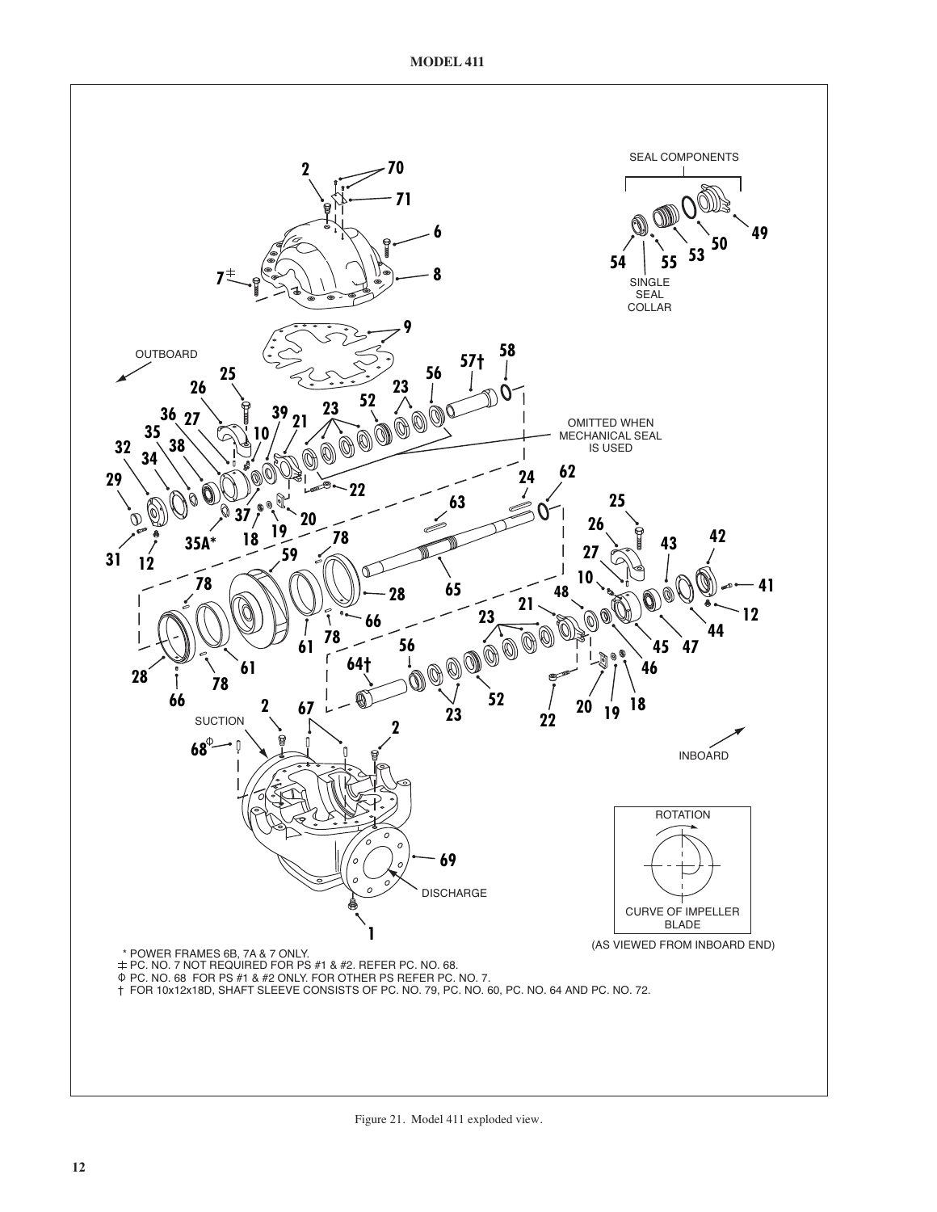# MODEL 411

\* POWER FRAMES 6B, 7A & 7 ONLY.
‡ PC. NO. 7 NOT REQUIRED FOR PS #1 & #2. REFER PC. NO. 68.
Φ PC. NO. 68 FOR PS #1 & #2 ONLY. FOR OTHER PS REFER PC. NO. 7.
† FOR 10x12x18D, SHAFT SLEEVE CONSISTS OF PC. NO. 79, PC. NO. 60, PC. NO. 64 AND PC. NO. 72.

Figure 21. Model 411 exploded view.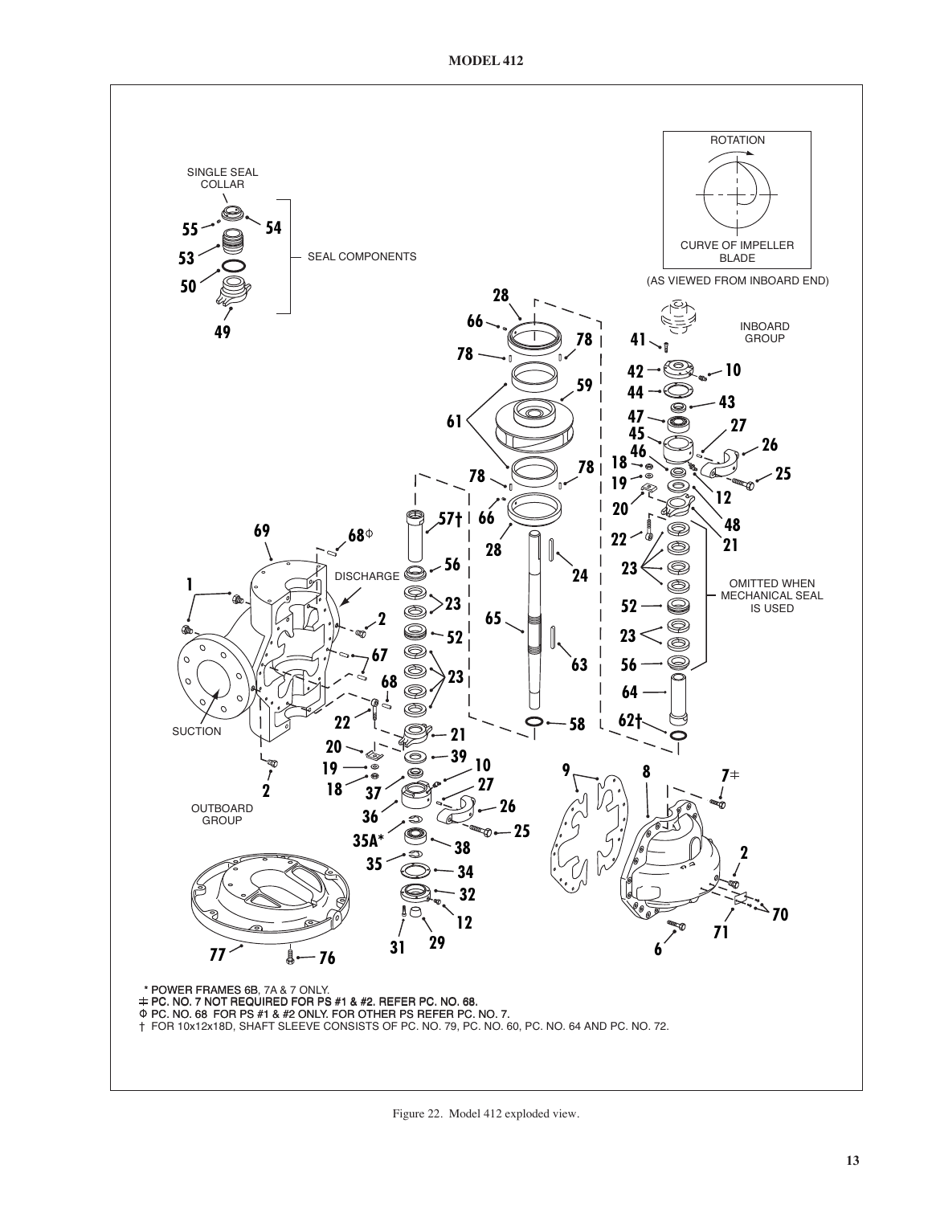* POWER FRAMES 6B, 7A & 7 ONLY.
‡ PC. NO. 7 NOT REQUIRED FOR PS #1 & #2. REFER PC. NO. 68.
Φ PC. NO. 68 FOR PS #1 & #2 ONLY. FOR OTHER PS REFER PC. NO. 7.
† FOR 10x12x18D, SHAFT SLEEVE CONSISTS OF PC. NO. 79, PC. NO. 60, PC. NO. 64 AND PC. NO. 72.

Figure 22. Model 412 exploded view.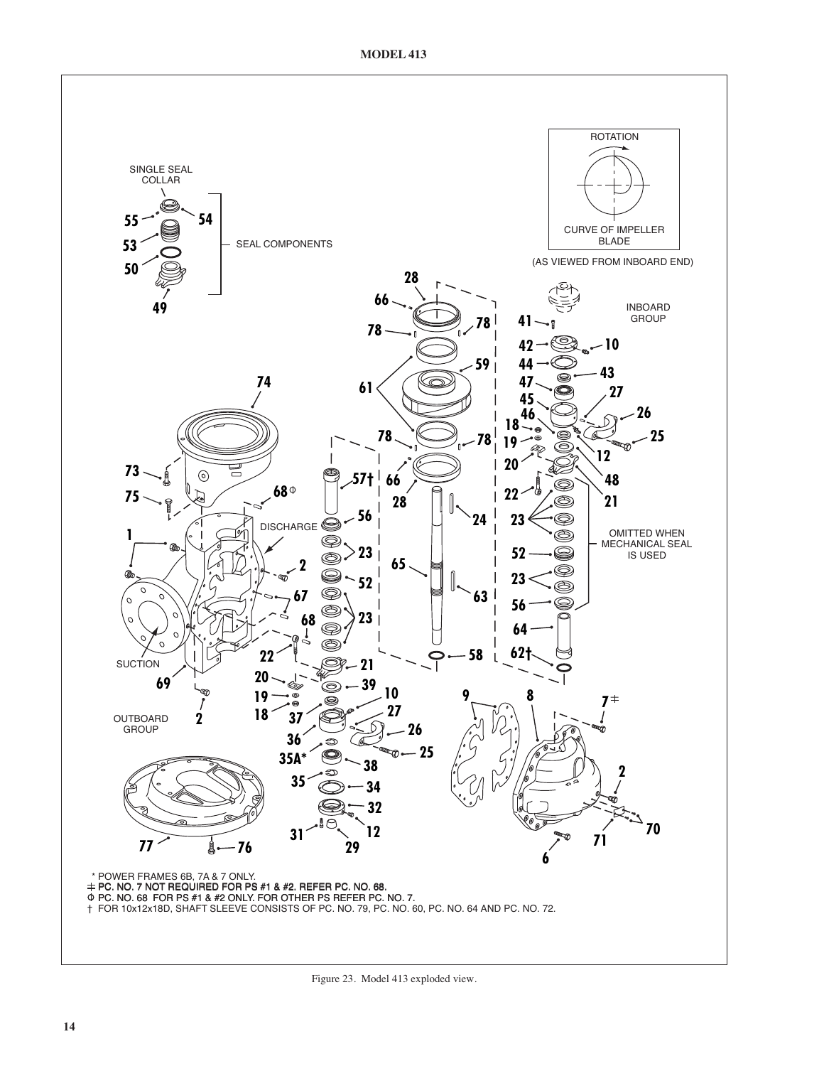## MODEL 413

ROTATION

CURVE OF IMPELLER BLADE

(AS VIEWED FROM INBOARD END)

SINGLE SEAL COLLAR

SEAL COMPONENTS

INBOARD GROUP

DISCHARGE

SUCTION

OUTBOARD GROUP

OMITTED WHEN MECHANICAL SEAL IS USED

\* POWER FRAMES 6B, 7A & 7 ONLY.
‡ PC. NO. 7 NOT REQUIRED FOR PS #1 & #2. REFER PC. NO. 68.
Φ PC. NO. 68 FOR PS #1 & #2 ONLY. FOR OTHER PS REFER PC. NO. 7.
† FOR 10x12x18D, SHAFT SLEEVE CONSISTS OF PC. NO. 79, PC. NO. 60, PC. NO. 64 AND PC. NO. 72.

Figure 23. Model 413 exploded view.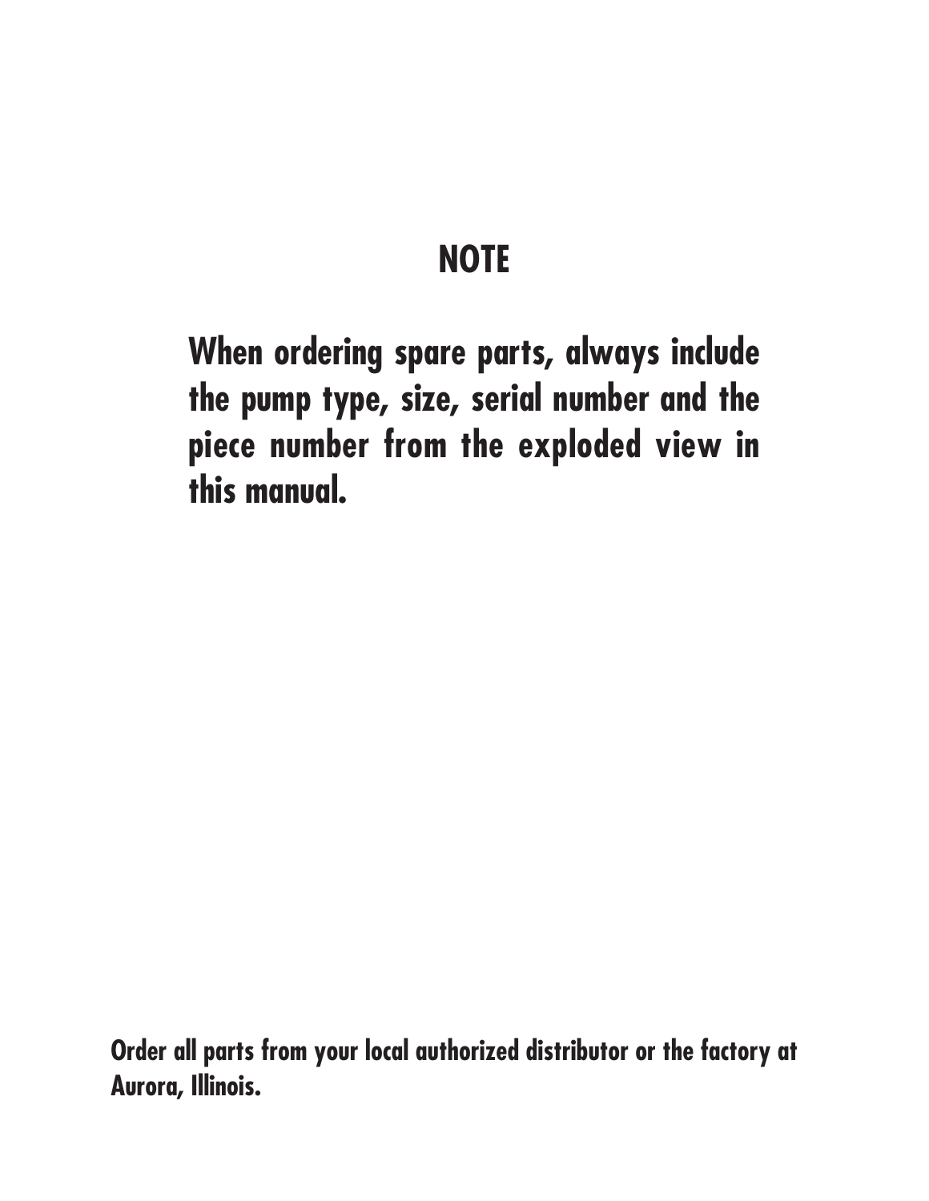# NOTE

**When ordering spare parts, always include the pump type, size, serial number and the piece number from the exploded view in this manual.**

**Order all parts from your local authorized distributor or the factory at Aurora, Illinois.**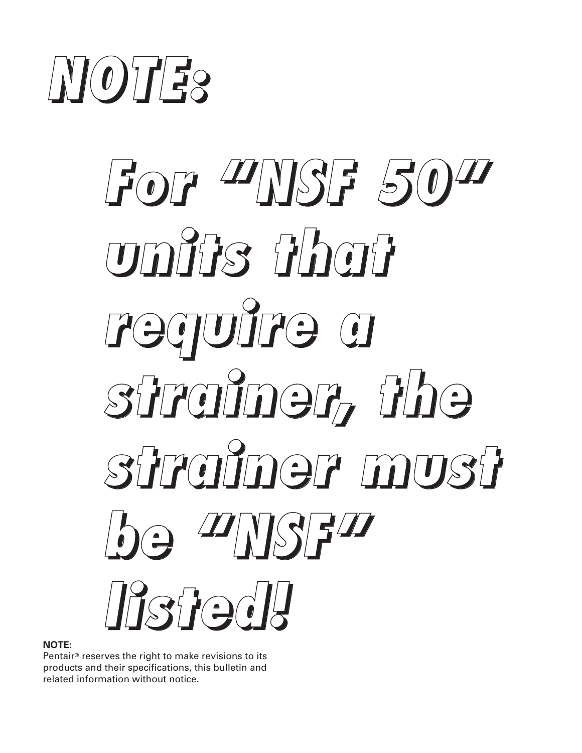# NOTE:

## For "NSF 50" units that require a strainer, the strainer must be "NSF" listed!

**NOTE:**
Pentair® reserves the right to make revisions to its products and their specifications, this bulletin and related information without notice.